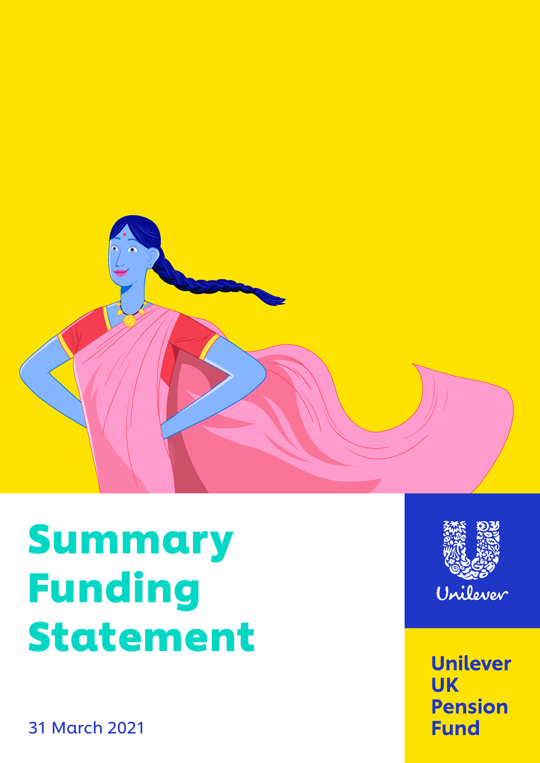# Summary Funding Statement

31 March 2021

Unilever

**Unilever UK Pension Fund**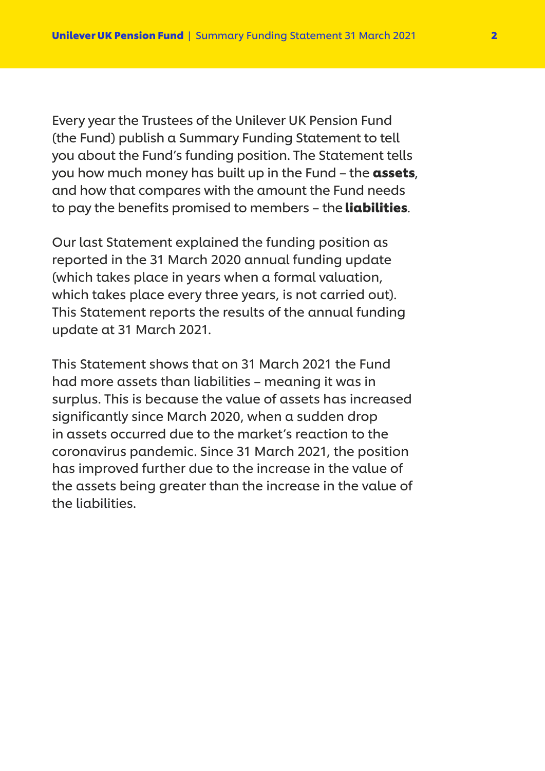Every year the Trustees of the Unilever UK Pension Fund (the Fund) publish a Summary Funding Statement to tell you about the Fund's funding position. The Statement tells you how much money has built up in the Fund – the **assets**, and how that compares with the amount the Fund needs to pay the benefits promised to members – the **liabilities**.

Our last Statement explained the funding position as reported in the 31 March 2020 annual funding update (which takes place in years when a formal valuation, which takes place every three years, is not carried out). This Statement reports the results of the annual funding update at 31 March 2021.

This Statement shows that on 31 March 2021 the Fund had more assets than liabilities – meaning it was in surplus. This is because the value of assets has increased significantly since March 2020, when a sudden drop in assets occurred due to the market's reaction to the coronavirus pandemic. Since 31 March 2021, the position has improved further due to the increase in the value of the assets being greater than the increase in the value of the liabilities.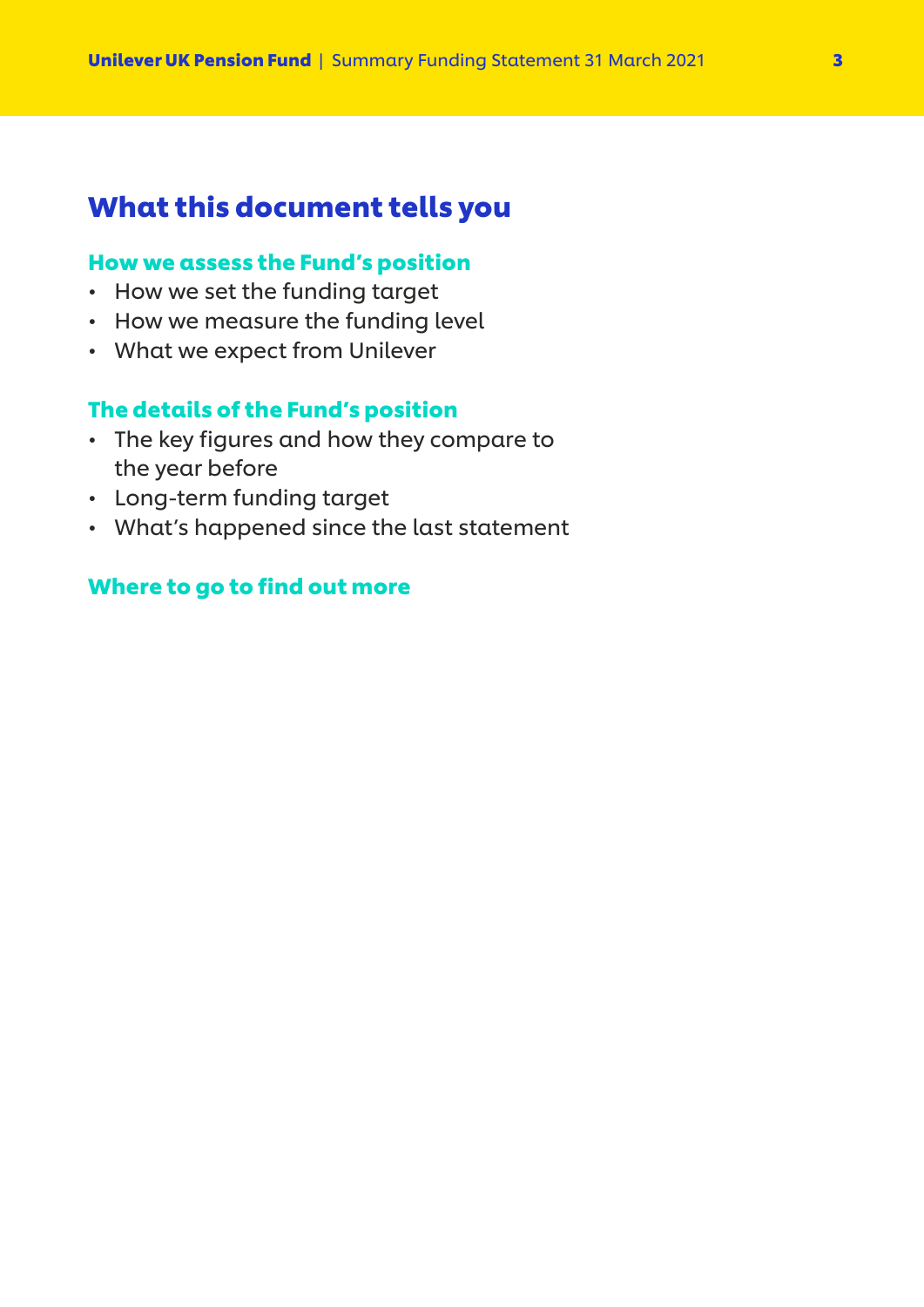# What this document tells you

## How we assess the Fund's position

- How we set the funding target
- How we measure the funding level
- What we expect from Unilever

## The details of the Fund's position

- The key figures and how they compare to the year before
- Long-term funding target
- What's happened since the last statement

## Where to go to find out more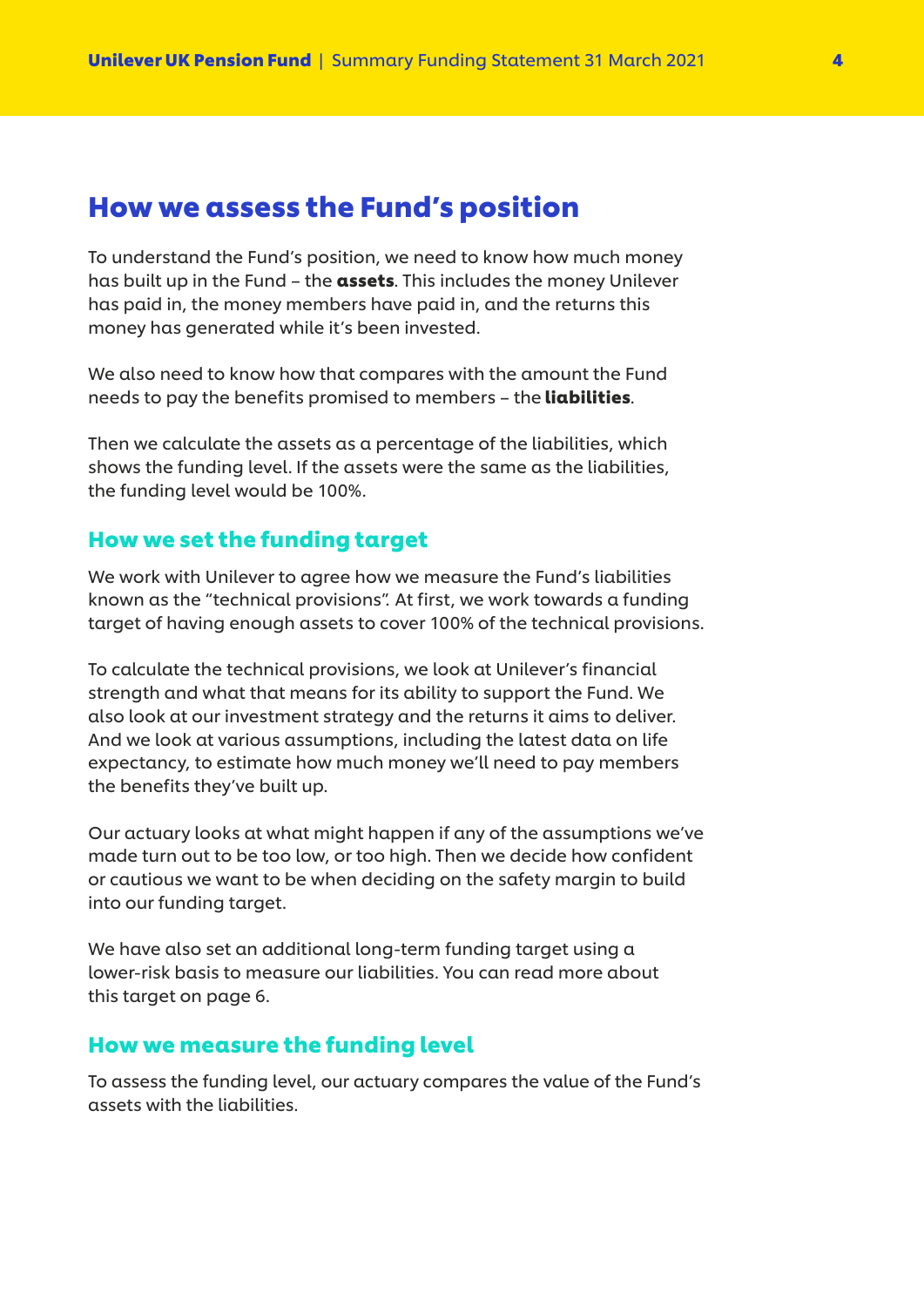## How we assess the Fund's position

To understand the Fund's position, we need to know how much money has built up in the Fund – the **assets**. This includes the money Unilever has paid in, the money members have paid in, and the returns this money has generated while it's been invested.

We also need to know how that compares with the amount the Fund needs to pay the benefits promised to members – the **liabilities**.

Then we calculate the assets as a percentage of the liabilities, which shows the funding level. If the assets were the same as the liabilities, the funding level would be 100%.

### How we set the funding target

We work with Unilever to agree how we measure the Fund's liabilities known as the "technical provisions". At first, we work towards a funding target of having enough assets to cover 100% of the technical provisions.

To calculate the technical provisions, we look at Unilever's financial strength and what that means for its ability to support the Fund. We also look at our investment strategy and the returns it aims to deliver. And we look at various assumptions, including the latest data on life expectancy, to estimate how much money we'll need to pay members the benefits they've built up.

Our actuary looks at what might happen if any of the assumptions we've made turn out to be too low, or too high. Then we decide how confident or cautious we want to be when deciding on the safety margin to build into our funding target.

We have also set an additional long-term funding target using a lower-risk basis to measure our liabilities. You can read more about this target on page 6.

### How we measure the funding level

To assess the funding level, our actuary compares the value of the Fund's assets with the liabilities.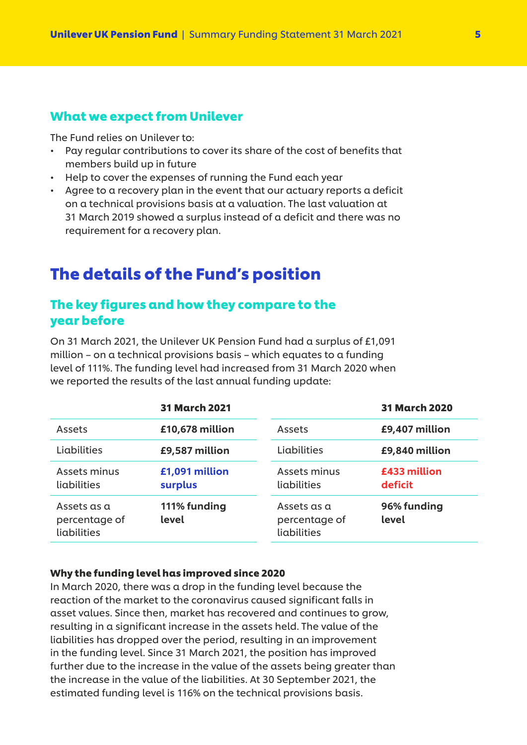### What we expect from Unilever

The Fund relies on Unilever to:

- Pay regular contributions to cover its share of the cost of benefits that members build up in future
- Help to cover the expenses of running the Fund each year
- Agree to a recovery plan in the event that our actuary reports a deficit on a technical provisions basis at a valuation. The last valuation at 31 March 2019 showed a surplus instead of a deficit and there was no requirement for a recovery plan.

## The details of the Fund's position

### The key figures and how they compare to the year before

On 31 March 2021, the Unilever UK Pension Fund had a surplus of £1,091 million – on a technical provisions basis – which equates to a funding level of 111%. The funding level had increased from 31 March 2020 when we reported the results of the last annual funding update:

| | 31 March 2021 |
|---|---|
| Assets | **£10,678 million** |
| Liabilities | **£9,587 million** |
| Assets minus liabilities | **£1,091 million surplus** |
| Assets as a percentage of liabilities | **111% funding level** |

| | 31 March 2020 |
|---|---|
| Assets | **£9,407 million** |
| Liabilities | **£9,840 million** |
| Assets minus liabilities | **£433 million deficit** |
| Assets as a percentage of liabilities | **96% funding level** |

**Why the funding level has improved since 2020**

In March 2020, there was a drop in the funding level because the reaction of the market to the coronavirus caused significant falls in asset values. Since then, market has recovered and continues to grow, resulting in a significant increase in the assets held. The value of the liabilities has dropped over the period, resulting in an improvement in the funding level. Since 31 March 2021, the position has improved further due to the increase in the value of the assets being greater than the increase in the value of the liabilities. At 30 September 2021, the estimated funding level is 116% on the technical provisions basis.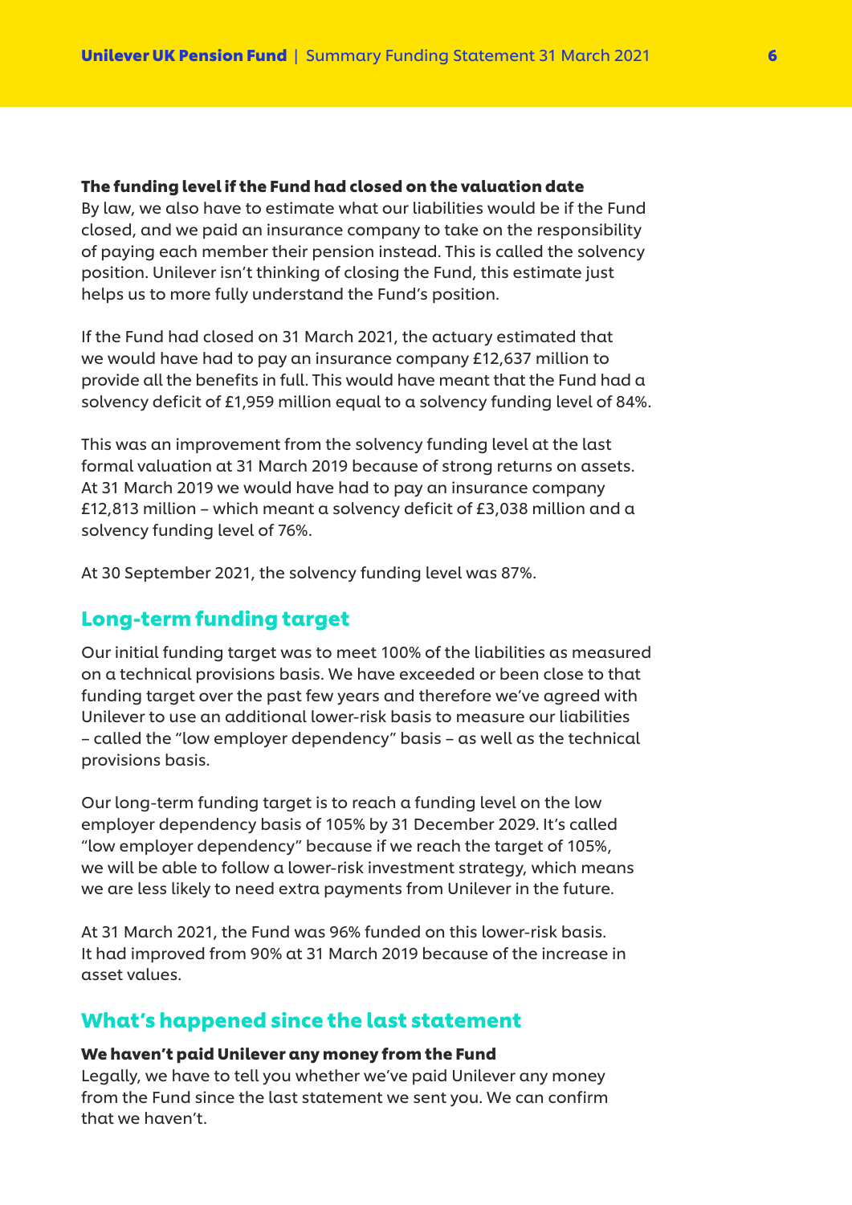### The funding level if the Fund had closed on the valuation date

By law, we also have to estimate what our liabilities would be if the Fund closed, and we paid an insurance company to take on the responsibility of paying each member their pension instead. This is called the solvency position. Unilever isn't thinking of closing the Fund, this estimate just helps us to more fully understand the Fund's position.

If the Fund had closed on 31 March 2021, the actuary estimated that we would have had to pay an insurance company £12,637 million to provide all the benefits in full. This would have meant that the Fund had a solvency deficit of £1,959 million equal to a solvency funding level of 84%.

This was an improvement from the solvency funding level at the last formal valuation at 31 March 2019 because of strong returns on assets. At 31 March 2019 we would have had to pay an insurance company £12,813 million – which meant a solvency deficit of £3,038 million and a solvency funding level of 76%.

At 30 September 2021, the solvency funding level was 87%.

## Long-term funding target

Our initial funding target was to meet 100% of the liabilities as measured on a technical provisions basis. We have exceeded or been close to that funding target over the past few years and therefore we've agreed with Unilever to use an additional lower-risk basis to measure our liabilities – called the "low employer dependency" basis – as well as the technical provisions basis.

Our long-term funding target is to reach a funding level on the low employer dependency basis of 105% by 31 December 2029. It's called "low employer dependency" because if we reach the target of 105%, we will be able to follow a lower-risk investment strategy, which means we are less likely to need extra payments from Unilever in the future.

At 31 March 2021, the Fund was 96% funded on this lower-risk basis. It had improved from 90% at 31 March 2019 because of the increase in asset values.

## What's happened since the last statement

### We haven't paid Unilever any money from the Fund

Legally, we have to tell you whether we've paid Unilever any money from the Fund since the last statement we sent you. We can confirm that we haven't.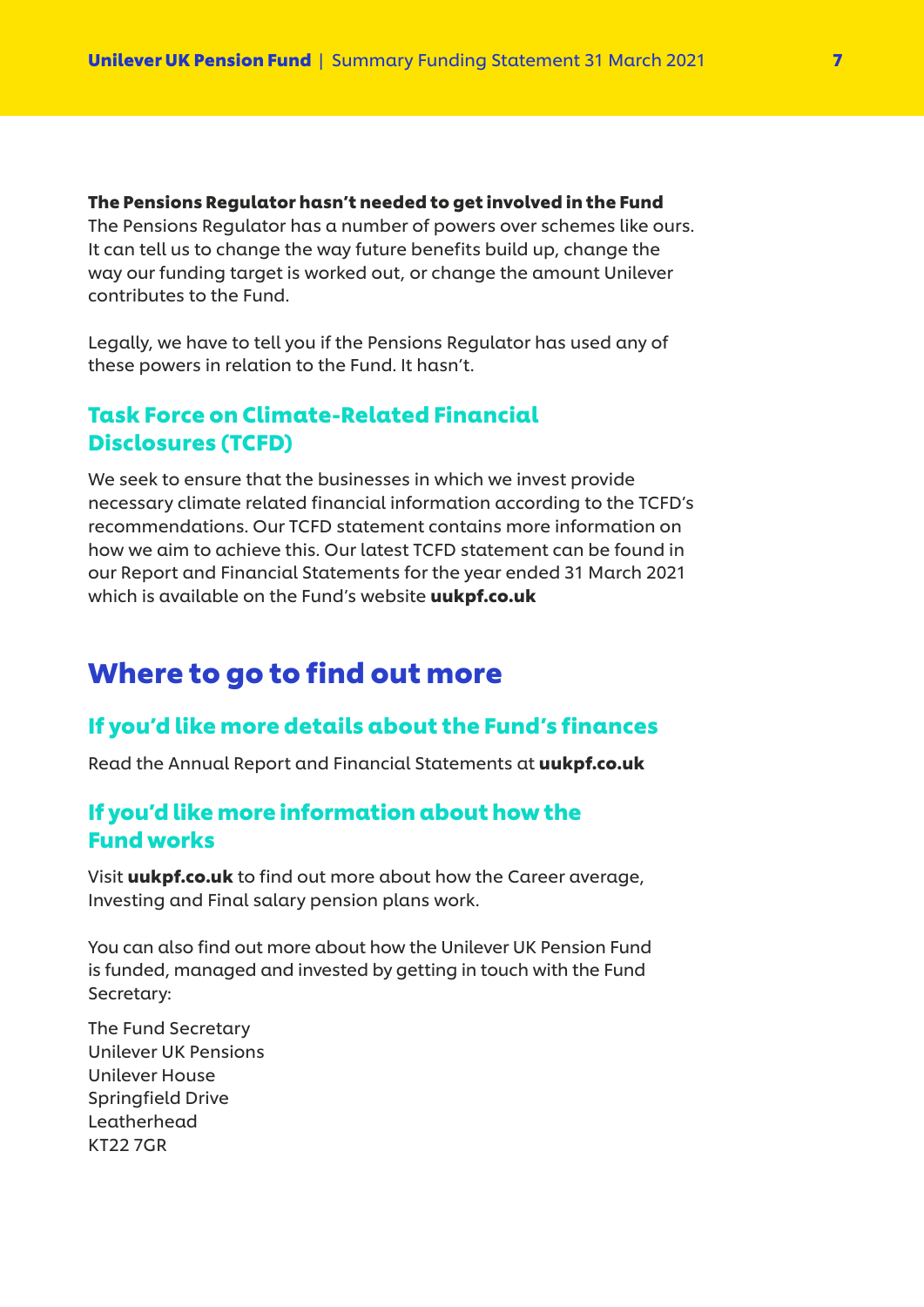**The Pensions Regulator hasn't needed to get involved in the Fund**

The Pensions Regulator has a number of powers over schemes like ours. It can tell us to change the way future benefits build up, change the way our funding target is worked out, or change the amount Unilever contributes to the Fund.

Legally, we have to tell you if the Pensions Regulator has used any of these powers in relation to the Fund. It hasn't.

### Task Force on Climate-Related Financial Disclosures (TCFD)

We seek to ensure that the businesses in which we invest provide necessary climate related financial information according to the TCFD's recommendations. Our TCFD statement contains more information on how we aim to achieve this. Our latest TCFD statement can be found in our Report and Financial Statements for the year ended 31 March 2021 which is available on the Fund's website **uukpf.co.uk**

## Where to go to find out more

### If you'd like more details about the Fund's finances

Read the Annual Report and Financial Statements at **uukpf.co.uk**

### If you'd like more information about how the Fund works

Visit **uukpf.co.uk** to find out more about how the Career average, Investing and Final salary pension plans work.

You can also find out more about how the Unilever UK Pension Fund is funded, managed and invested by getting in touch with the Fund Secretary:

The Fund Secretary
Unilever UK Pensions
Unilever House
Springfield Drive
Leatherhead
KT22 7GR